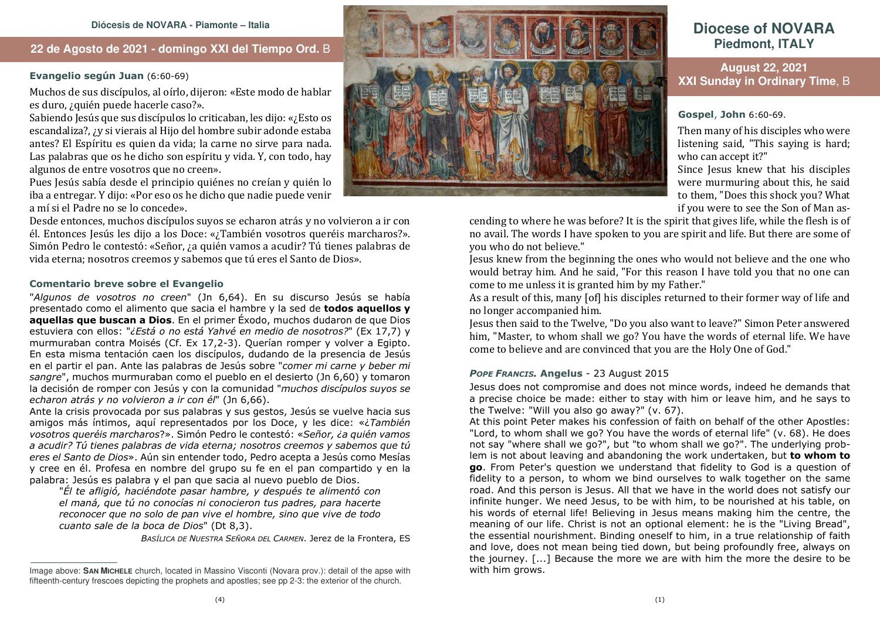Diócesis de NOVARA - Piamonte – Italia

## 22 de Agosto de 2021 - domingo XXI del Tiempo Ord. B

### Evangelio según Juan (6:60-69)

Muchos de sus discípulos, al oírlo, dijeron: «Este modo de hablar es duro, ¿quién puede hacerle caso?».
Sabiendo Jesús que sus discípulos lo criticaban, les dijo: «¿Esto os escandaliza?, ¿y si vierais al Hijo del hombre subir adonde estaba antes? El Espíritu es quien da vida; la carne no sirve para nada. Las palabras que os he dicho son espíritu y vida. Y, con todo, hay algunos de entre vosotros que no creen».
Pues Jesús sabía desde el principio quiénes no creían y quién lo iba a entregar. Y dijo: «Por eso os he dicho que nadie puede venir a mí si el Padre no se lo concede».
Desde entonces, muchos discípulos suyos se echaron atrás y no volvieron a ir con él. Entonces Jesús les dijo a los Doce: «¿También vosotros queréis marcharos?». Simón Pedro le contestó: «Señor, ¿a quién vamos a acudir? Tú tienes palabras de vida eterna; nosotros creemos y sabemos que tú eres el Santo de Dios».

### Comentario breve sobre el Evangelio

"*Algunos de vosotros no creen*" (Jn 6,64). En su discurso Jesús se había presentado como el alimento que sacia el hambre y la sed de **todos aquellos y aquellas que buscan a Dios**. En el primer Éxodo, muchos dudaron de que Dios estuviera con ellos: "*¿Está o no está Yahvé en medio de nosotros?*" (Ex 17,7) y murmuraban contra Moisés (Cf. Ex 17,2-3). Querían romper y volver a Egipto. En esta misma tentación caen los discípulos, dudando de la presencia de Jesús en el partir el pan. Ante las palabras de Jesús sobre "*comer mi carne y beber mi sangre*", muchos murmuraban como el pueblo en el desierto (Jn 6,60) y tomaron la decisión de romper con Jesús y con la comunidad "*muchos discípulos suyos se echaron atrás y no volvieron a ir con él*" (Jn 6,66).
Ante la crisis provocada por sus palabras y sus gestos, Jesús se vuelve hacia sus amigos más íntimos, aquí representados por los Doce, y les dice: «*¿También vosotros queréis marcharos*?». Simón Pedro le contestó: «*Señor, ¿a quién vamos a acudir? Tú tienes palabras de vida eterna; nosotros creemos y sabemos que tú eres el Santo de Dios*». Aún sin entender todo, Pedro acepta a Jesús como Mesías y cree en él. Profesa en nombre del grupo su fe en el pan compartido y en la palabra: Jesús es palabra y el pan que sacia al nuevo pueblo de Dios.

> "*Él te afligió, haciéndote pasar hambre, y después te alimentó con el maná, que tú no conocías ni conocieron tus padres, para hacerte reconocer que no solo de pan vive el hombre, sino que vive de todo cuanto sale de la boca de Dios*" (Dt 8,3).

*Basílica de Nuestra Señora del Carmen*. Jerez de la Frontera, ES

---

Image above: **San Michele** church, located in Massino Visconti (Novara prov.): detail of the apse with fifteenth-century frescoes depicting the prophets and apostles; see pp 2-3: the exterior of the church.

# Diocese of NOVARA
## Piedmont, ITALY

## August 22, 2021
## XXI Sunday in Ordinary Time, B

### Gospel, John 6:60-69.

Then many of his disciples who were listening said, "This saying is hard; who can accept it?"
Since Jesus knew that his disciples were murmuring about this, he said to them, "Does this shock you? What if you were to see the Son of Man ascending to where he was before? It is the spirit that gives life, while the flesh is of no avail. The words I have spoken to you are spirit and life. But there are some of you who do not believe."
Jesus knew from the beginning the ones who would not believe and the one who would betray him. And he said, "For this reason I have told you that no one can come to me unless it is granted him by my Father."
As a result of this, many [of] his disciples returned to their former way of life and no longer accompanied him.
Jesus then said to the Twelve, "Do you also want to leave?" Simon Peter answered him, "Master, to whom shall we go? You have the words of eternal life. We have come to believe and are convinced that you are the Holy One of God."

### *Pope Francis.* Angelus - 23 August 2015

Jesus does not compromise and does not mince words, indeed he demands that a precise choice be made: either to stay with him or leave him, and he says to the Twelve: "Will you also go away?" (v. 67).
At this point Peter makes his confession of faith on behalf of the other Apostles: "Lord, to whom shall we go? You have the words of eternal life" (v. 68). He does not say "where shall we go?", but "to whom shall we go?". The underlying problem is not about leaving and abandoning the work undertaken, but **to whom to go**. From Peter's question we understand that fidelity to God is a question of fidelity to a person, to whom we bind ourselves to walk together on the same road. And this person is Jesus. All that we have in the world does not satisfy our infinite hunger. We need Jesus, to be with him, to be nourished at his table, on his words of eternal life! Believing in Jesus means making him the centre, the meaning of our life. Christ is not an optional element: he is the "Living Bread", the essential nourishment. Binding oneself to him, in a true relationship of faith and love, does not mean being tied down, but being profoundly free, always on the journey. [...] Because the more we are with him the more the desire to be with him grows.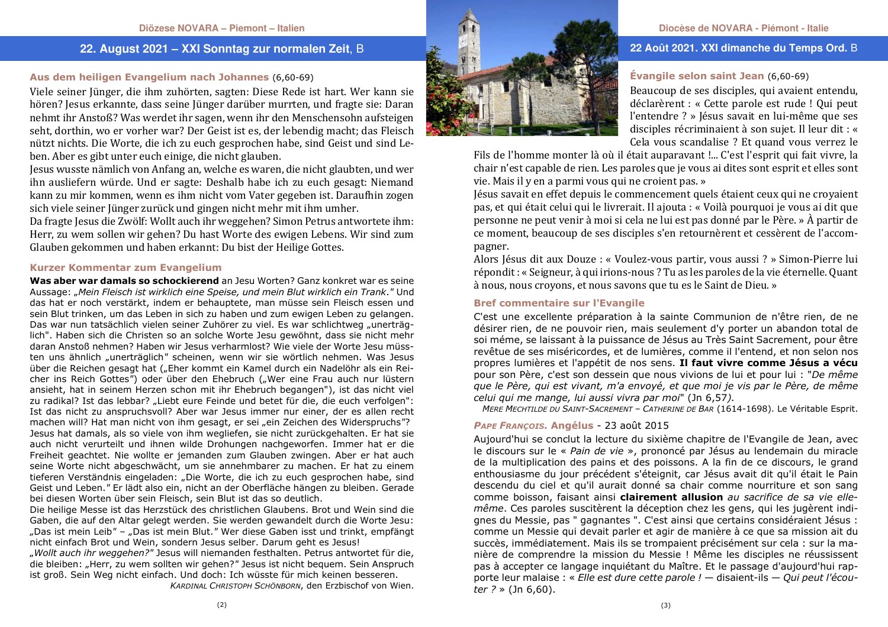Diözese NOVARA – Piemont – Italien

## 22. August 2021 – XXI Sonntag zur normalen Zeit, B

### Aus dem heiligen Evangelium nach Johannes (6,60-69)

Viele seiner Jünger, die ihm zuhörten, sagten: Diese Rede ist hart. Wer kann sie hören? Jesus erkannte, dass seine Jünger darüber murrten, und fragte sie: Daran nehmt ihr Anstoß? Was werdet ihr sagen, wenn ihr den Menschensohn aufsteigen seht, dorthin, wo er vorher war? Der Geist ist es, der lebendig macht; das Fleisch nützt nichts. Die Worte, die ich zu euch gesprochen habe, sind Geist und sind Leben. Aber es gibt unter euch einige, die nicht glauben.

Jesus wusste nämlich von Anfang an, welche es waren, die nicht glaubten, und wer ihn ausliefern würde. Und er sagte: Deshalb habe ich zu euch gesagt: Niemand kann zu mir kommen, wenn es ihm nicht vom Vater gegeben ist. Daraufhin zogen sich viele seiner Jünger zurück und gingen nicht mehr mit ihm umher.

Da fragte Jesus die Zwölf: Wollt auch ihr weggehen? Simon Petrus antwortete ihm: Herr, zu wem sollen wir gehen? Du hast Worte des ewigen Lebens. Wir sind zum Glauben gekommen und haben erkannt: Du bist der Heilige Gottes.

### Kurzer Kommentar zum Evangelium

**Was aber war damals so schockierend** an Jesu Worten? Ganz konkret war es seine Aussage: *„Mein Fleisch ist wirklich eine Speise, und mein Blut wirklich ein Trank."* Und das hat er noch verstärkt, indem er behauptete, man müsse sein Fleisch essen und sein Blut trinken, um das Leben in sich zu haben und zum ewigen Leben zu gelangen. Das war nun tatsächlich vielen seiner Zuhörer zu viel. Es war schlichtweg „unerträglich". Haben sich die Christen so an solche Worte Jesu gewöhnt, dass sie nicht mehr daran Anstoß nehmen? Haben wir Jesus verharmlost? Wie viele der Worte Jesu müssten uns ähnlich „unerträglich" scheinen, wenn wir sie wörtlich nehmen. Was Jesus über die Reichen gesagt hat („Eher kommt ein Kamel durch ein Nadelöhr als ein Reicher ins Reich Gottes") oder über den Ehebruch („Wer eine Frau auch nur lüstern ansieht, hat in seinem Herzen schon mit ihr Ehebruch begangen"), ist das nicht viel zu radikal? Ist das lebbar? „Liebt eure Feinde und betet für die, die euch verfolgen": Ist das nicht zu anspruchsvoll? Aber war Jesus immer nur einer, der es allen recht machen will? Hat man nicht von ihm gesagt, er sei „ein Zeichen des Widerspruchs"?

Jesus hat damals, als so viele von ihm wegliefen, sie nicht zurückgehalten. Er hat sie auch nicht verurteilt und ihnen wilde Drohungen nachgeworfen. Immer hat er die Freiheit geachtet. Nie wollte er jemanden zum Glauben zwingen. Aber er hat auch seine Worte nicht abgeschwächt, um sie annehmbarer zu machen. Er hat zu einem tieferen Verständnis eingeladen: „Die Worte, die ich zu euch gesprochen habe, sind Geist und Leben." Er lädt also ein, nicht an der Oberfläche hängen zu bleiben. Gerade bei diesen Worten über sein Fleisch, sein Blut ist das so deutlich.

Die heilige Messe ist das Herzstück des christlichen Glaubens. Brot und Wein sind die Gaben, die auf den Altar gelegt werden. Sie werden gewandelt durch die Worte Jesu: „Das ist mein Leib" – „Das ist mein Blut." Wer diese Gaben isst und trinkt, empfängt nicht einfach Brot und Wein, sondern Jesus selber. Darum geht es Jesus!

*„Wollt auch ihr weggehen?"* Jesus will niemanden festhalten. Petrus antwortet für die, die bleiben: „Herr, zu wem sollten wir gehen?" Jesus ist nicht bequem. Sein Anspruch ist groß. Sein Weg nicht einfach. Und doch: Ich wüsste für mich keinen besseren.

*Kardinal Christoph Schönborn*, den Erzbischof von Wien.

Diocèse de NOVARA - Piémont - Italie

## 22 Août 2021. XXI dimanche du Temps Ord. B

### Évangile selon saint Jean (6,60-69)

Beaucoup de ses disciples, qui avaient entendu, déclarèrent : « Cette parole est rude ! Qui peut l'entendre ? » Jésus savait en lui-même que ses disciples récriminaient à son sujet. Il leur dit : « Cela vous scandalise ? Et quand vous verrez le Fils de l'homme monter là où il était auparavant !... C'est l'esprit qui fait vivre, la chair n'est capable de rien. Les paroles que je vous ai dites sont esprit et elles sont vie. Mais il y en a parmi vous qui ne croient pas. »

Jésus savait en effet depuis le commencement quels étaient ceux qui ne croyaient pas, et qui était celui qui le livrerait. Il ajouta : « Voilà pourquoi je vous ai dit que personne ne peut venir à moi si cela ne lui est pas donné par le Père. » À partir de ce moment, beaucoup de ses disciples s'en retournèrent et cessèrent de l'accompagner.

Alors Jésus dit aux Douze : « Voulez-vous partir, vous aussi ? » Simon-Pierre lui répondit : « Seigneur, à qui irions-nous ? Tu as les paroles de la vie éternelle. Quant à nous, nous croyons, et nous savons que tu es le Saint de Dieu. »

### Bref commentaire sur l'Evangile

C'est une excellente préparation à la sainte Communion de n'être rien, de ne désirer rien, de ne pouvoir rien, mais seulement d'y porter un abandon total de soi méme, se laissant à la puissance de Jésus au Très Saint Sacrement, pour être revêtue de ses miséricordes, et de lumières, comme il l'entend, et non selon nos propres lumières et l'appétit de nos sens. **Il faut vivre comme Jésus a vécu** pour son Père, c'est son dessein que nous vivions de lui et pour lui : "*De même que le Père, qui est vivant, m'a envoyé, et que moi je vis par le Père, de même celui qui me mange, lui aussi vivra par moi*" (Jn 6,57*).*

*Mere Mechtilde du Saint-Sacrement – Catherine de Bar* (1614-1698). Le Véritable Esprit.

### *Pape François.* Angélus - 23 août 2015

Aujourd'hui se conclut la lecture du sixième chapitre de l'Evangile de Jean, avec le discours sur le « *Pain de vie* », prononcé par Jésus au lendemain du miracle de la multiplication des pains et des poissons. A la fin de ce discours, le grand enthousiasme du jour précédent s'éteignit, car Jésus avait dit qu'il était le Pain descendu du ciel et qu'il aurait donné sa chair comme nourriture et son sang comme boisson, faisant ainsi **clairement allusion** *au sacrifice de sa vie elle-même*. Ces paroles suscitèrent la déception chez les gens, qui les jugèrent indignes du Messie, pas " gagnantes ". C'est ainsi que certains considéraient Jésus : comme un Messie qui devait parler et agir de manière à ce que sa mission ait du succès, immédiatement. Mais ils se trompaient précisément sur cela : sur la manière de comprendre la mission du Messie ! Même les disciples ne réussissent pas à accepter ce langage inquiétant du Maître. Et le passage d'aujourd'hui rapporte leur malaise : « *Elle est dure cette parole !* — disaient-ils — *Qui peut l'écouter ?* » (Jn 6,60).